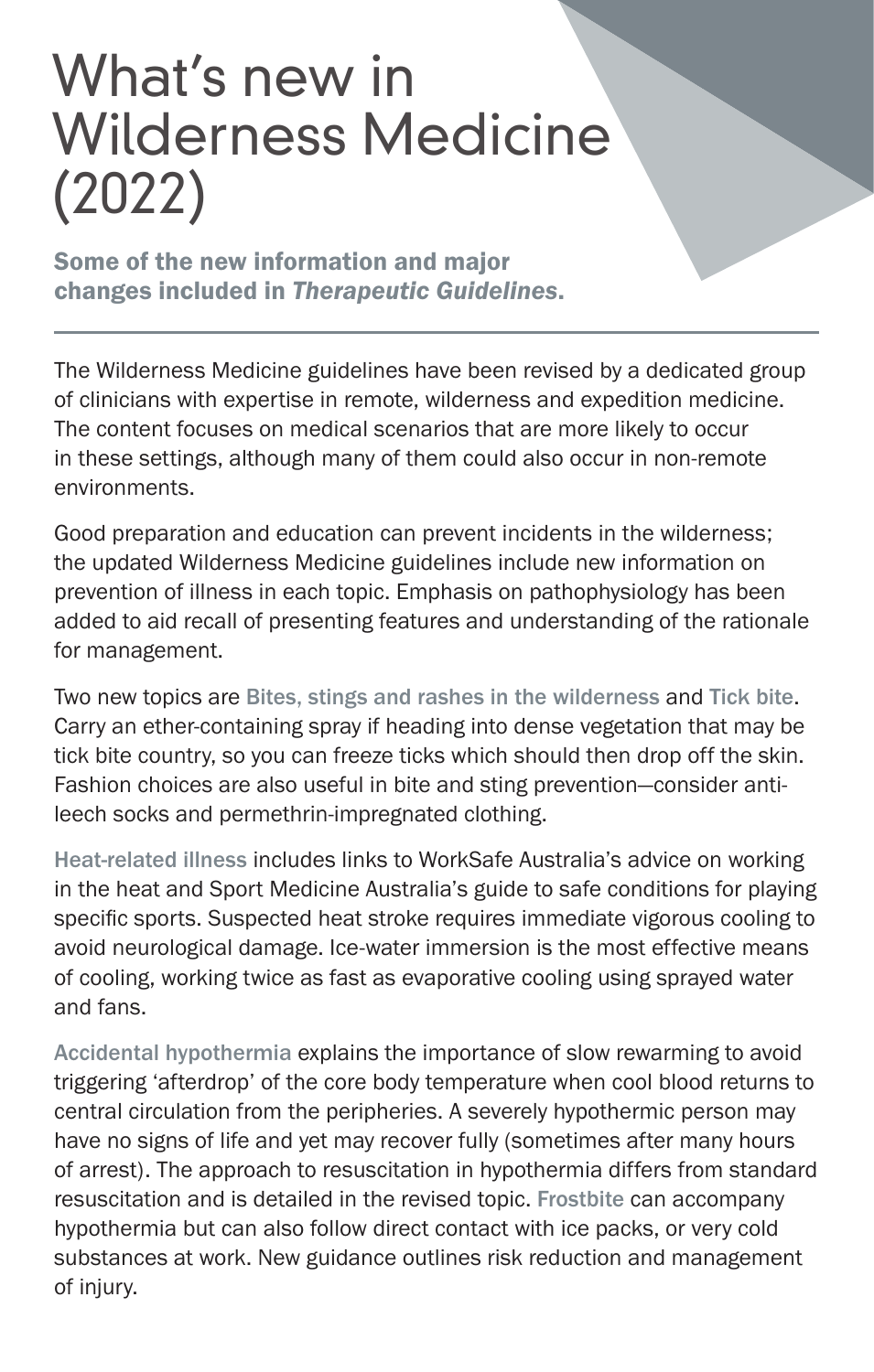# What's new in Wilderness Medicine (2022)

**Some of the new information and major changes included in *Therapeutic Guidelines*.**

---

The Wilderness Medicine guidelines have been revised by a dedicated group of clinicians with expertise in remote, wilderness and expedition medicine. The content focuses on medical scenarios that are more likely to occur in these settings, although many of them could also occur in non-remote environments.

Good preparation and education can prevent incidents in the wilderness; the updated Wilderness Medicine guidelines include new information on prevention of illness in each topic. Emphasis on pathophysiology has been added to aid recall of presenting features and understanding of the rationale for management.

Two new topics are Bites, stings and rashes in the wilderness and Tick bite. Carry an ether-containing spray if heading into dense vegetation that may be tick bite country, so you can freeze ticks which should then drop off the skin. Fashion choices are also useful in bite and sting prevention—consider anti-leech socks and permethrin-impregnated clothing.

Heat-related illness includes links to WorkSafe Australia's advice on working in the heat and Sport Medicine Australia's guide to safe conditions for playing specific sports. Suspected heat stroke requires immediate vigorous cooling to avoid neurological damage. Ice-water immersion is the most effective means of cooling, working twice as fast as evaporative cooling using sprayed water and fans.

Accidental hypothermia explains the importance of slow rewarming to avoid triggering 'afterdrop' of the core body temperature when cool blood returns to central circulation from the peripheries. A severely hypothermic person may have no signs of life and yet may recover fully (sometimes after many hours of arrest). The approach to resuscitation in hypothermia differs from standard resuscitation and is detailed in the revised topic. Frostbite can accompany hypothermia but can also follow direct contact with ice packs, or very cold substances at work. New guidance outlines risk reduction and management of injury.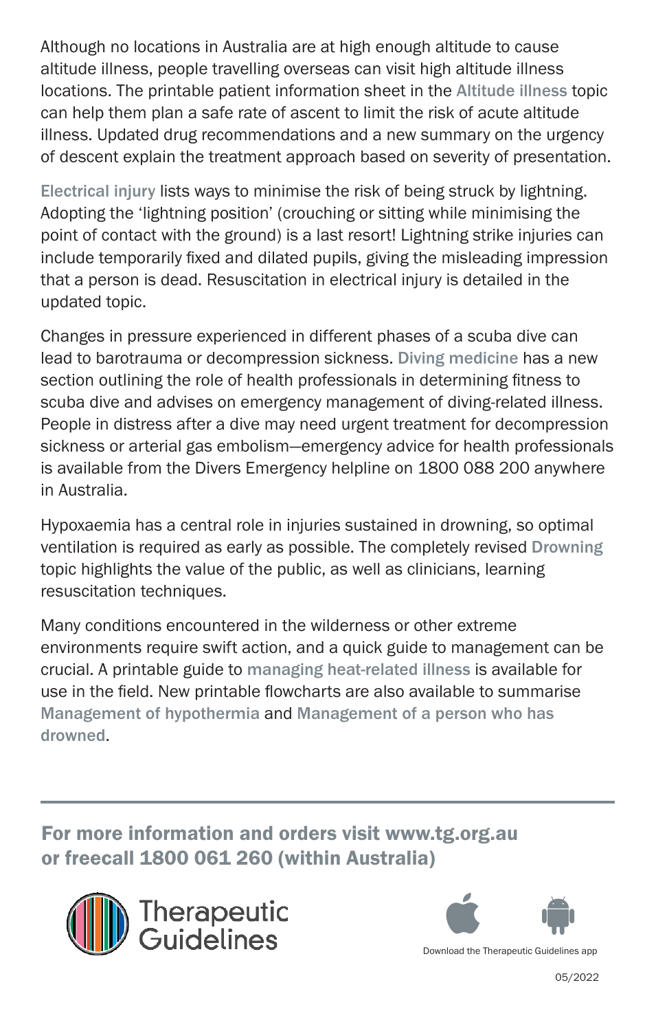Although no locations in Australia are at high enough altitude to cause altitude illness, people travelling overseas can visit high altitude illness locations. The printable patient information sheet in the Altitude illness topic can help them plan a safe rate of ascent to limit the risk of acute altitude illness. Updated drug recommendations and a new summary on the urgency of descent explain the treatment approach based on severity of presentation.

Electrical injury lists ways to minimise the risk of being struck by lightning. Adopting the 'lightning position' (crouching or sitting while minimising the point of contact with the ground) is a last resort! Lightning strike injuries can include temporarily fixed and dilated pupils, giving the misleading impression that a person is dead. Resuscitation in electrical injury is detailed in the updated topic.

Changes in pressure experienced in different phases of a scuba dive can lead to barotrauma or decompression sickness. Diving medicine has a new section outlining the role of health professionals in determining fitness to scuba dive and advises on emergency management of diving-related illness. People in distress after a dive may need urgent treatment for decompression sickness or arterial gas embolism—emergency advice for health professionals is available from the Divers Emergency helpline on 1800 088 200 anywhere in Australia.

Hypoxaemia has a central role in injuries sustained in drowning, so optimal ventilation is required as early as possible. The completely revised Drowning topic highlights the value of the public, as well as clinicians, learning resuscitation techniques.

Many conditions encountered in the wilderness or other extreme environments require swift action, and a quick guide to management can be crucial. A printable guide to managing heat-related illness is available for use in the field. New printable flowcharts are also available to summarise Management of hypothermia and Management of a person who has drowned.

---

**For more information and orders visit www.tg.org.au or freecall 1800 061 260 (within Australia)**

Therapeutic Guidelines

Download the Therapeutic Guidelines app

05/2022